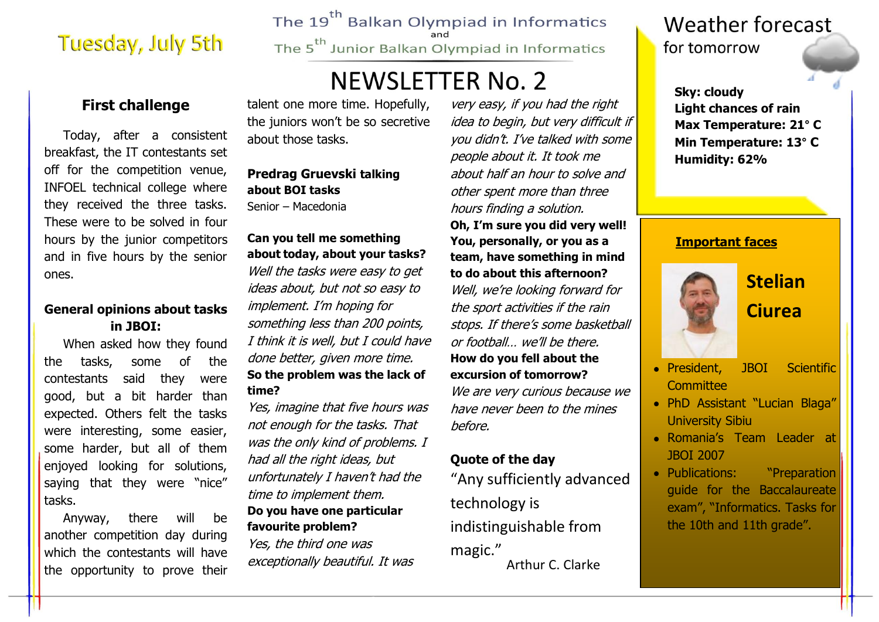Tuesday, July 5th

The 19th Balkan Olympiad in Informatics and The 5th Junior Balkan Olympiad in Informatics

# NEWSLETTER No. 2

## First challenge

Today, after a consistent breakfast, the IT contestants set off for the competition venue, INFOEL technical college where they received the three tasks. These were to be solved in four hours by the junior competitors and in five hours by the senior ones.

### General opinions about tasks in JBOI:

When asked how they found the tasks, some of the contestants said they were good, but a bit harder than expected. Others felt the tasks were interesting, some easier, some harder, but all of them enjoyed looking for solutions, saying that they were "nice" tasks.

Anyway, there will be another competition day during which the contestants will have the opportunity to prove their talent one more time. Hopefully, the juniors won't be so secretive about those tasks.

### Predrag Gruevski talking about BOI tasks

Senior – Macedonia

**Can you tell me something about today, about your tasks?**

*Well the tasks were easy to get ideas about, but not so easy to implement. I'm hoping for something less than 200 points, I think it is well, but I could have done better, given more time.*

**So the problem was the lack of time?**

*Yes, imagine that five hours was not enough for the tasks. That was the only kind of problems. I had all the right ideas, but unfortunately I haven't had the time to implement them.*

**Do you have one particular favourite problem?**

*Yes, the third one was exceptionally beautiful. It was very easy, if you had the right idea to begin, but very difficult if you didn't. I've talked with some people about it. It took me about half an hour to solve and other spent more than three hours finding a solution.*

**Oh, I'm sure you did very well! You, personally, or you as a team, have something in mind to do about this afternoon?**

*Well, we're looking forward for the sport activities if the rain stops. If there's some basketball or football… we'll be there.*

**How do you fell about the excursion of tomorrow?**

*We are very curious because we have never been to the mines before.*

### Quote of the day

"Any sufficiently advanced technology is indistinguishable from magic."

Arthur C. Clarke

## Weather forecast

for tomorrow

**Sky: cloudy**
**Light chances of rain**
**Max Temperature: 21° C**
**Min Temperature: 13° C**
**Humidity: 62%**

## Important faces

### Stelian Ciurea

- President, JBOI Scientific Committee
- PhD Assistant "Lucian Blaga" University Sibiu
- Romania's Team Leader at JBOI 2007
- Publications: "Preparation guide for the Baccalaureate exam", "Informatics. Tasks for the 10th and 11th grade".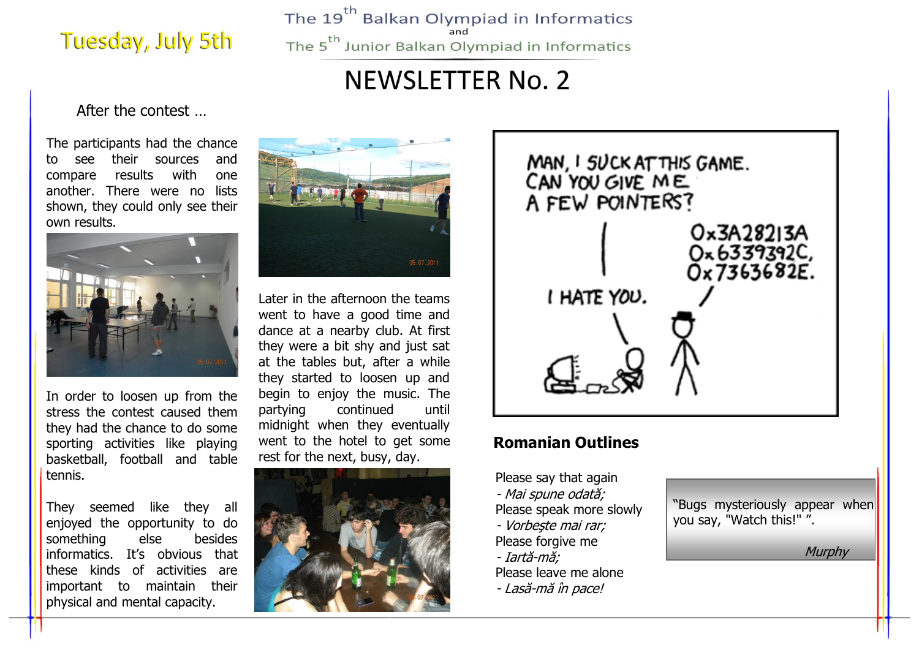Tuesday, July 5th

The 19th Balkan Olympiad in Informatics and The 5th Junior Balkan Olympiad in Informatics

# NEWSLETTER No. 2

## After the contest …

The participants had the chance to see their sources and compare results with one another. There were no lists shown, they could only see their own results.

In order to loosen up from the stress the contest caused them they had the chance to do some sporting activities like playing basketball, football and table tennis.

They seemed like they all enjoyed the opportunity to do something else besides informatics. It's obvious that these kinds of activities are important to maintain their physical and mental capacity.

Later in the afternoon the teams went to have a good time and dance at a nearby club. At first they were a bit shy and just sat at the tables but, after a while they started to loosen up and begin to enjoy the music. The partying continued until midnight when they eventually went to the hotel to get some rest for the next, busy, day.

## Romanian Outlines

Please say that again
- *Mai spune odată;*

Please speak more slowly
- *Vorbește mai rar;*

Please forgive me
- *Iartă-mă;*

Please leave me alone
- *Lasă-mă în pace!*

"Bugs mysteriously appear when you say, "Watch this!" ".

*Murphy*